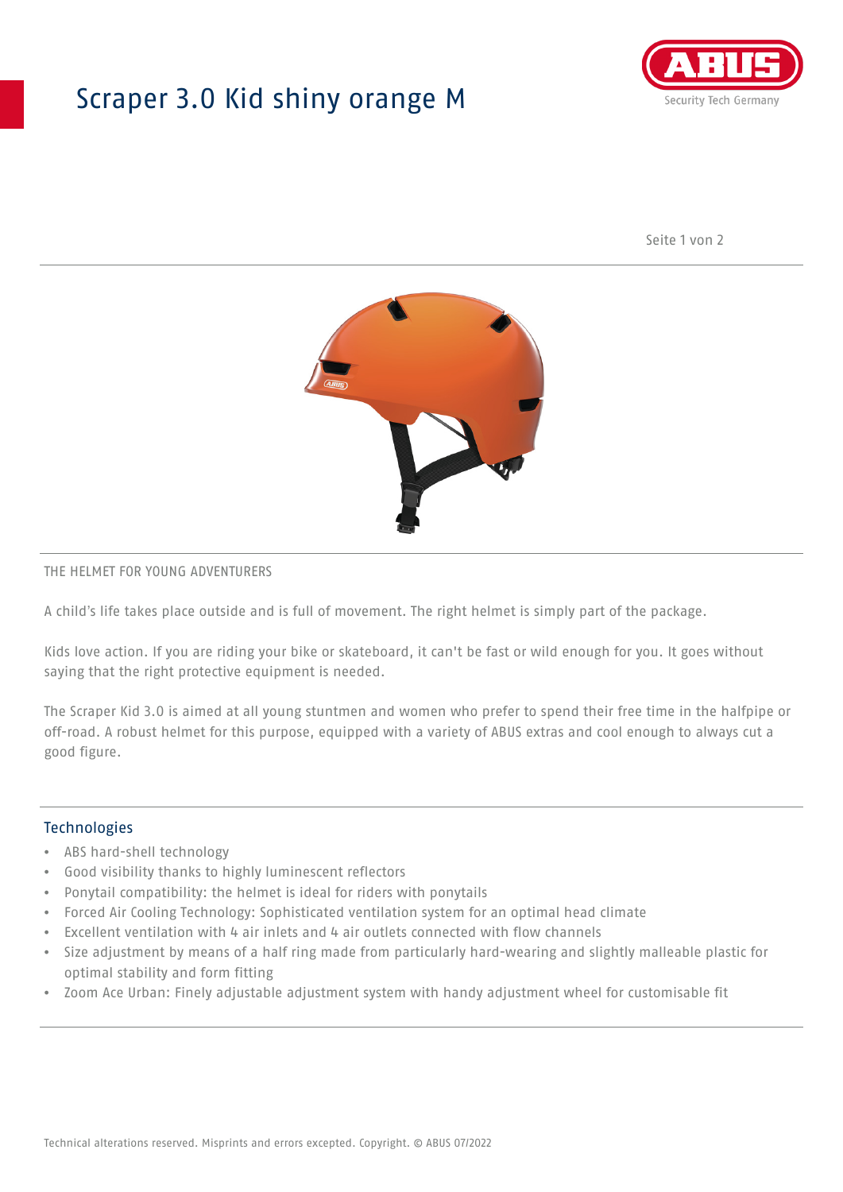# Scraper 3.0 Kid shiny orange M

THE HELMET FOR YOUNG ADVENTURERS

A child's life takes place outside and is full of movement. The right helmet is simply part of the package.

Kids love action. If you are riding your bike or skateboard, it can't be fast or wild enough for you. It goes without saying that the right protective equipment is needed.

The Scraper Kid 3.0 is aimed at all young stuntmen and women who prefer to spend their free time in the halfpipe or off-road. A robust helmet for this purpose, equipped with a variety of ABUS extras and cool enough to always cut a good figure.

## Technologies

- ABS hard-shell technology
- Good visibility thanks to highly luminescent reflectors
- Ponytail compatibility: the helmet is ideal for riders with ponytails
- Forced Air Cooling Technology: Sophisticated ventilation system for an optimal head climate
- Excellent ventilation with 4 air inlets and 4 air outlets connected with flow channels
- Size adjustment by means of a half ring made from particularly hard-wearing and slightly malleable plastic for optimal stability and form fitting
- Zoom Ace Urban: Finely adjustable adjustment system with handy adjustment wheel for customisable fit

Technical alterations reserved. Misprints and errors excepted. Copyright. © ABUS 07/2022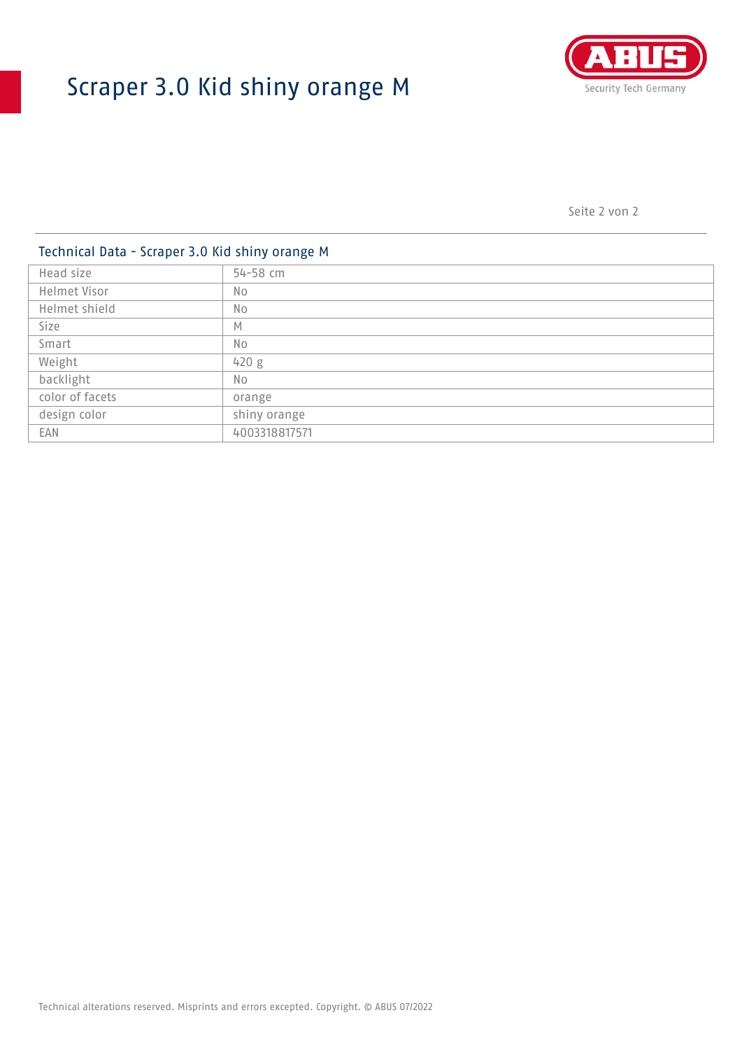# Scraper 3.0 Kid shiny orange M

## Technical Data - Scraper 3.0 Kid shiny orange M

| | |
|---|---|
| Head size | 54-58 cm |
| Helmet Visor | No |
| Helmet shield | No |
| Size | M |
| Smart | No |
| Weight | 420 g |
| backlight | No |
| color of facets | orange |
| design color | shiny orange |
| EAN | 4003318817571 |

Technical alterations reserved. Misprints and errors excepted. Copyright. © ABUS 07/2022